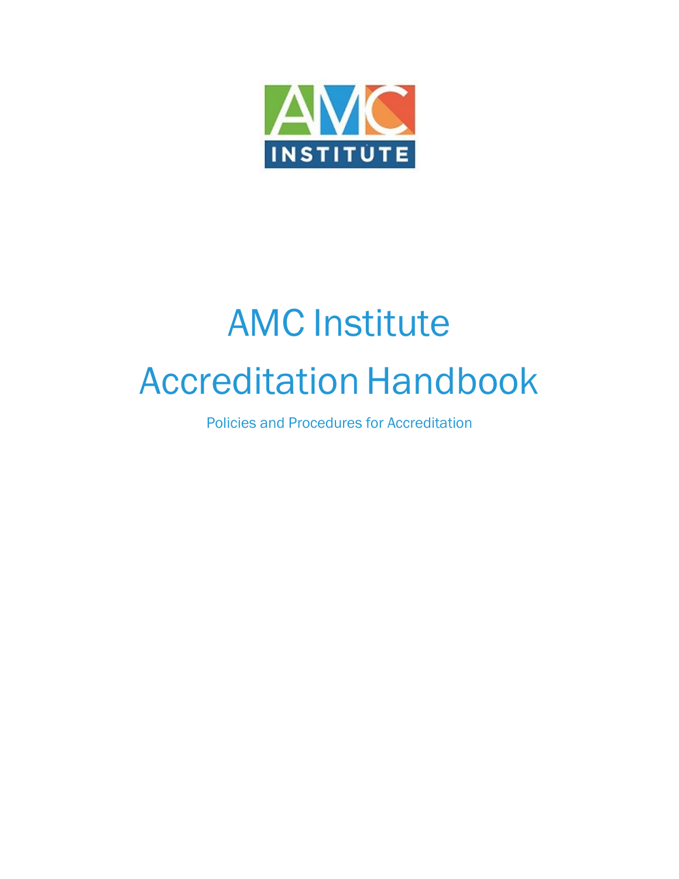# AMC Institute Accreditation Handbook

Policies and Procedures for Accreditation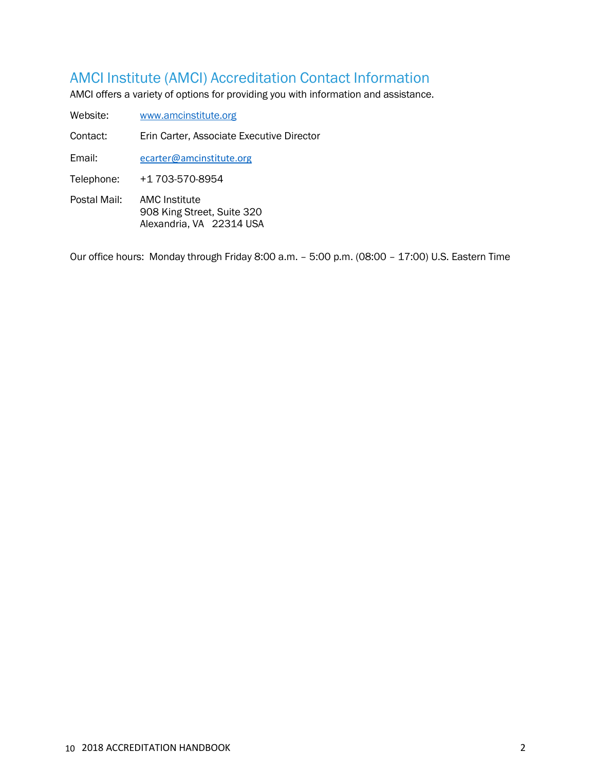## AMCI Institute (AMCI) Accreditation Contact Information

AMCI offers a variety of options for providing you with information and assistance.

| | |
|---|---|
| Website: | www.amcinstitute.org |
| Contact: | Erin Carter, Associate Executive Director |
| Email: | ecarter@amcinstitute.org |
| Telephone: | +1 703-570-8954 |
| Postal Mail: | AMC Institute<br>908 King Street, Suite 320<br>Alexandria, VA 22314 USA |

Our office hours: Monday through Friday 8:00 a.m. – 5:00 p.m. (08:00 – 17:00) U.S. Eastern Time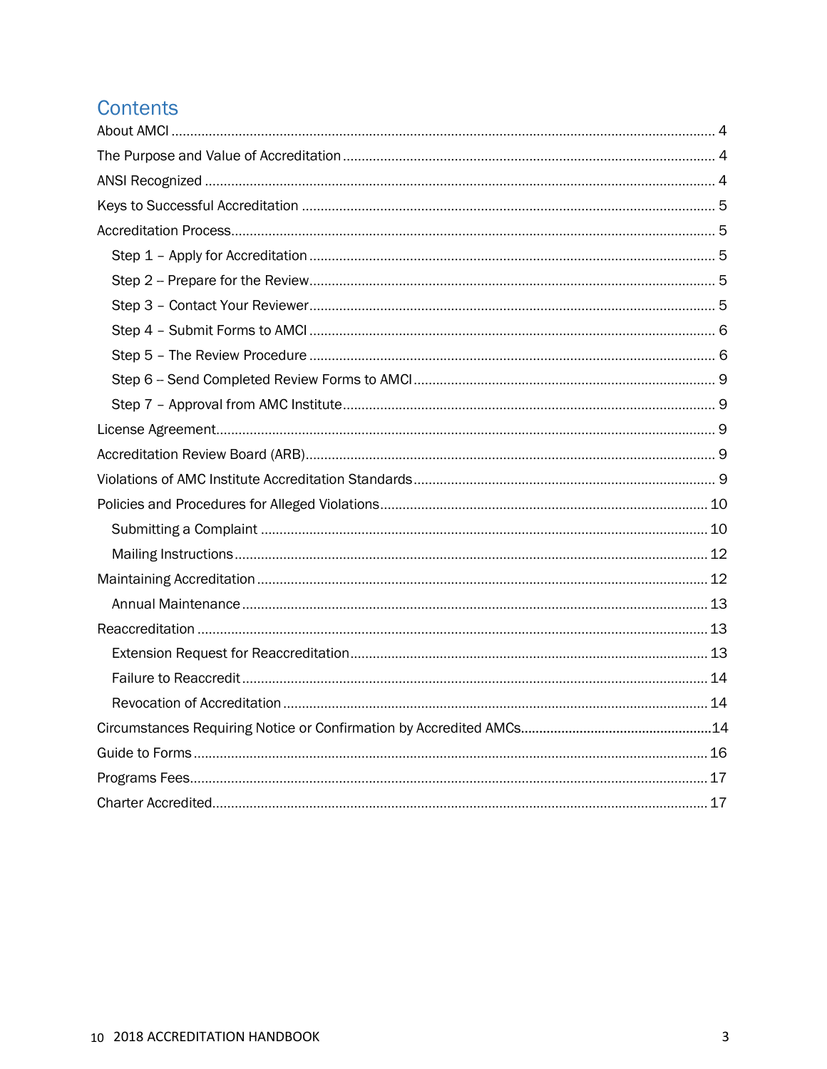# Contents

About AMCI ............................................................................................................................................. 4

The Purpose and Value of Accreditation ................................................................................................ 4

ANSI Recognized ..................................................................................................................................... 4

Keys to Successful Accreditation ........................................................................................................... 5

Accreditation Process.............................................................................................................................. 5

- Step 1 – Apply for Accreditation ......................................................................................................... 5
- Step 2 – Prepare for the Review.......................................................................................................... 5
- Step 3 – Contact Your Reviewer.......................................................................................................... 5
- Step 4 – Submit Forms to AMCI .......................................................................................................... 6
- Step 5 – The Review Procedure .......................................................................................................... 6
- Step 6 – Send Completed Review Forms to AMCI............................................................................... 9
- Step 7 – Approval from AMC Institute.................................................................................................. 9

License Agreement.................................................................................................................................. 9

Accreditation Review Board (ARB)........................................................................................................... 9

Violations of AMC Institute Accreditation Standards............................................................................... 9

Policies and Procedures for Alleged Violations...................................................................................... 10

- Submitting a Complaint ..................................................................................................................... 10
- Mailing Instructions............................................................................................................................ 12

Maintaining Accreditation ...................................................................................................................... 12

- Annual Maintenance .......................................................................................................................... 13

Reaccreditation ...................................................................................................................................... 13

- Extension Request for Reaccreditation.............................................................................................. 13
- Failure to Reaccredit .......................................................................................................................... 14
- Revocation of Accreditation ............................................................................................................... 14

Circumstances Requiring Notice or Confirmation by Accredited AMCs..................................................14

Guide to Forms ....................................................................................................................................... 16

Programs Fees........................................................................................................................................ 17

Charter Accredited.................................................................................................................................. 17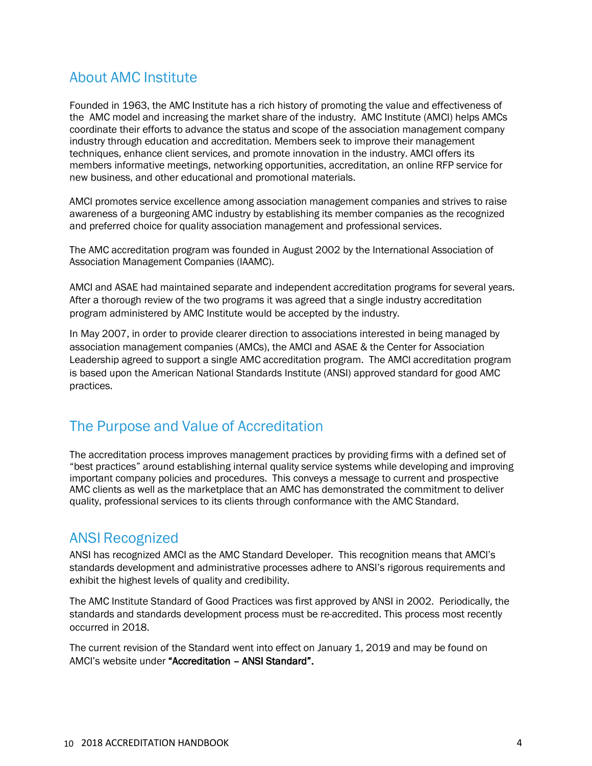## About AMC Institute

Founded in 1963, the AMC Institute has a rich history of promoting the value and effectiveness of the AMC model and increasing the market share of the industry. AMC Institute (AMCI) helps AMCs coordinate their efforts to advance the status and scope of the association management company industry through education and accreditation. Members seek to improve their management techniques, enhance client services, and promote innovation in the industry. AMCI offers its members informative meetings, networking opportunities, accreditation, an online RFP service for new business, and other educational and promotional materials.

AMCI promotes service excellence among association management companies and strives to raise awareness of a burgeoning AMC industry by establishing its member companies as the recognized and preferred choice for quality association management and professional services.

The AMC accreditation program was founded in August 2002 by the International Association of Association Management Companies (IAAMC).

AMCI and ASAE had maintained separate and independent accreditation programs for several years. After a thorough review of the two programs it was agreed that a single industry accreditation program administered by AMC Institute would be accepted by the industry.

In May 2007, in order to provide clearer direction to associations interested in being managed by association management companies (AMCs), the AMCI and ASAE & the Center for Association Leadership agreed to support a single AMC accreditation program. The AMCI accreditation program is based upon the American National Standards Institute (ANSI) approved standard for good AMC practices.

## The Purpose and Value of Accreditation

The accreditation process improves management practices by providing firms with a defined set of "best practices" around establishing internal quality service systems while developing and improving important company policies and procedures. This conveys a message to current and prospective AMC clients as well as the marketplace that an AMC has demonstrated the commitment to deliver quality, professional services to its clients through conformance with the AMC Standard.

## ANSI Recognized

ANSI has recognized AMCI as the AMC Standard Developer. This recognition means that AMCI's standards development and administrative processes adhere to ANSI's rigorous requirements and exhibit the highest levels of quality and credibility.

The AMC Institute Standard of Good Practices was first approved by ANSI in 2002. Periodically, the standards and standards development process must be re-accredited. This process most recently occurred in 2018.

The current revision of the Standard went into effect on January 1, 2019 and may be found on AMCI's website under **"Accreditation – ANSI Standard".**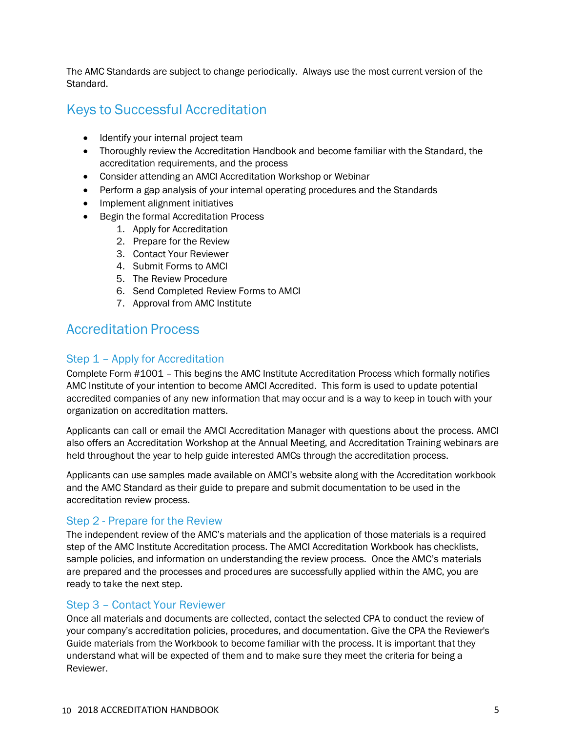The AMC Standards are subject to change periodically. Always use the most current version of the Standard.

## Keys to Successful Accreditation

- Identify your internal project team
- Thoroughly review the Accreditation Handbook and become familiar with the Standard, the accreditation requirements, and the process
- Consider attending an AMCI Accreditation Workshop or Webinar
- Perform a gap analysis of your internal operating procedures and the Standards
- Implement alignment initiatives
- Begin the formal Accreditation Process
    1. Apply for Accreditation
    2. Prepare for the Review
    3. Contact Your Reviewer
    4. Submit Forms to AMCI
    5. The Review Procedure
    6. Send Completed Review Forms to AMCI
    7. Approval from AMC Institute

## Accreditation Process

### Step 1 – Apply for Accreditation

Complete Form #1001 – This begins the AMC Institute Accreditation Process which formally notifies AMC Institute of your intention to become AMCI Accredited. This form is used to update potential accredited companies of any new information that may occur and is a way to keep in touch with your organization on accreditation matters.

Applicants can call or email the AMCI Accreditation Manager with questions about the process. AMCI also offers an Accreditation Workshop at the Annual Meeting, and Accreditation Training webinars are held throughout the year to help guide interested AMCs through the accreditation process.

Applicants can use samples made available on AMCI's website along with the Accreditation workbook and the AMC Standard as their guide to prepare and submit documentation to be used in the accreditation review process.

### Step 2 - Prepare for the Review

The independent review of the AMC's materials and the application of those materials is a required step of the AMC Institute Accreditation process. The AMCI Accreditation Workbook has checklists, sample policies, and information on understanding the review process. Once the AMC's materials are prepared and the processes and procedures are successfully applied within the AMC, you are ready to take the next step.

### Step 3 – Contact Your Reviewer

Once all materials and documents are collected, contact the selected CPA to conduct the review of your company's accreditation policies, procedures, and documentation. Give the CPA the Reviewer's Guide materials from the Workbook to become familiar with the process. It is important that they understand what will be expected of them and to make sure they meet the criteria for being a Reviewer.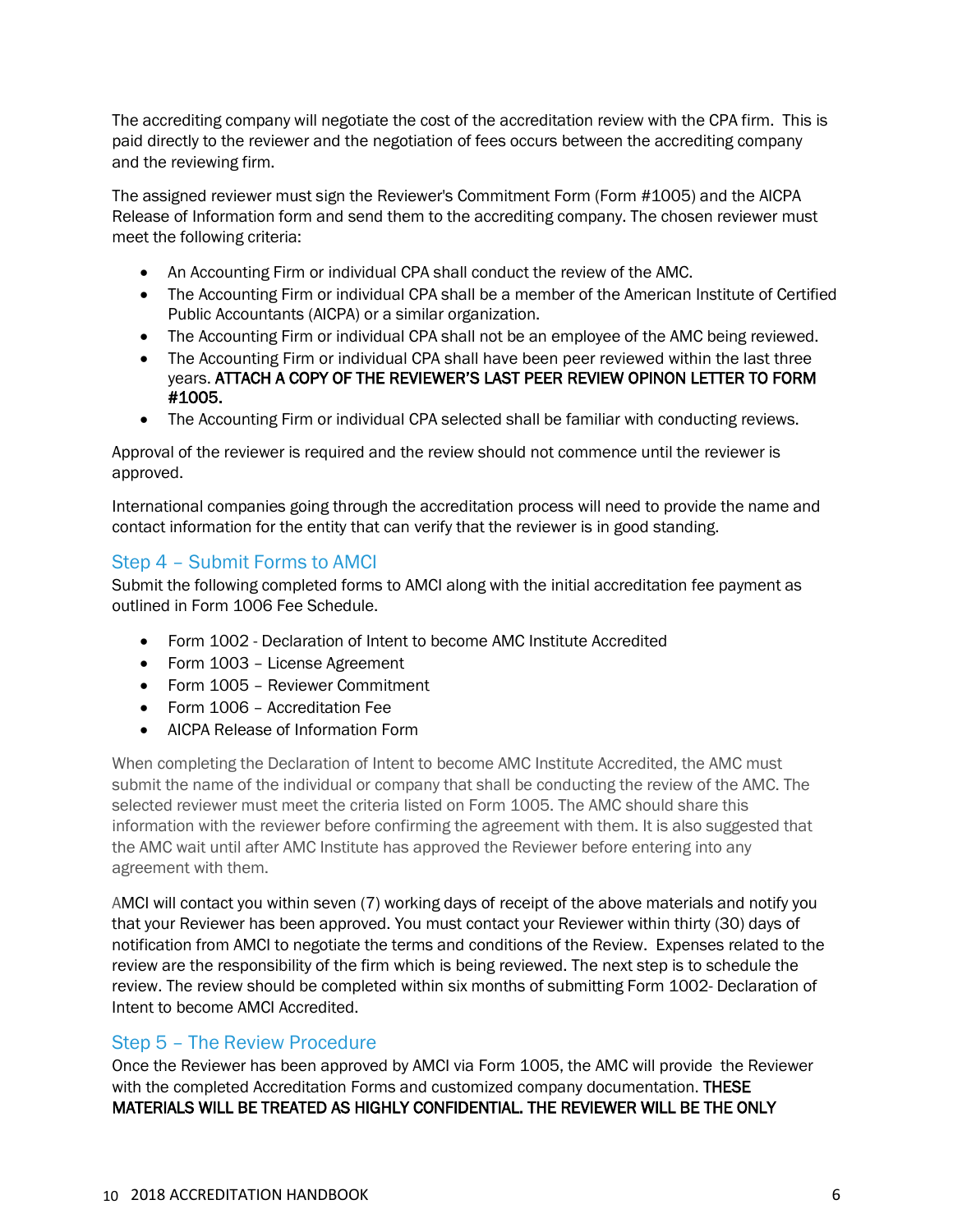The accrediting company will negotiate the cost of the accreditation review with the CPA firm. This is paid directly to the reviewer and the negotiation of fees occurs between the accrediting company and the reviewing firm.

The assigned reviewer must sign the Reviewer's Commitment Form (Form #1005) and the AICPA Release of Information form and send them to the accrediting company. The chosen reviewer must meet the following criteria:

- An Accounting Firm or individual CPA shall conduct the review of the AMC.
- The Accounting Firm or individual CPA shall be a member of the American Institute of Certified Public Accountants (AICPA) or a similar organization.
- The Accounting Firm or individual CPA shall not be an employee of the AMC being reviewed.
- The Accounting Firm or individual CPA shall have been peer reviewed within the last three years. **ATTACH A COPY OF THE REVIEWER'S LAST PEER REVIEW OPINON LETTER TO FORM #1005.**
- The Accounting Firm or individual CPA selected shall be familiar with conducting reviews.

Approval of the reviewer is required and the review should not commence until the reviewer is approved.

International companies going through the accreditation process will need to provide the name and contact information for the entity that can verify that the reviewer is in good standing.

## Step 4 – Submit Forms to AMCI

Submit the following completed forms to AMCI along with the initial accreditation fee payment as outlined in Form 1006 Fee Schedule.

- Form 1002 - Declaration of Intent to become AMC Institute Accredited
- Form 1003 – License Agreement
- Form 1005 – Reviewer Commitment
- Form 1006 – Accreditation Fee
- AICPA Release of Information Form

When completing the Declaration of Intent to become AMC Institute Accredited, the AMC must submit the name of the individual or company that shall be conducting the review of the AMC. The selected reviewer must meet the criteria listed on Form 1005. The AMC should share this information with the reviewer before confirming the agreement with them. It is also suggested that the AMC wait until after AMC Institute has approved the Reviewer before entering into any agreement with them.

AMCI will contact you within seven (7) working days of receipt of the above materials and notify you that your Reviewer has been approved. You must contact your Reviewer within thirty (30) days of notification from AMCI to negotiate the terms and conditions of the Review. Expenses related to the review are the responsibility of the firm which is being reviewed. The next step is to schedule the review. The review should be completed within six months of submitting Form 1002- Declaration of Intent to become AMCI Accredited.

## Step 5 – The Review Procedure

Once the Reviewer has been approved by AMCI via Form 1005, the AMC will provide the Reviewer with the completed Accreditation Forms and customized company documentation. **THESE MATERIALS WILL BE TREATED AS HIGHLY CONFIDENTIAL. THE REVIEWER WILL BE THE ONLY**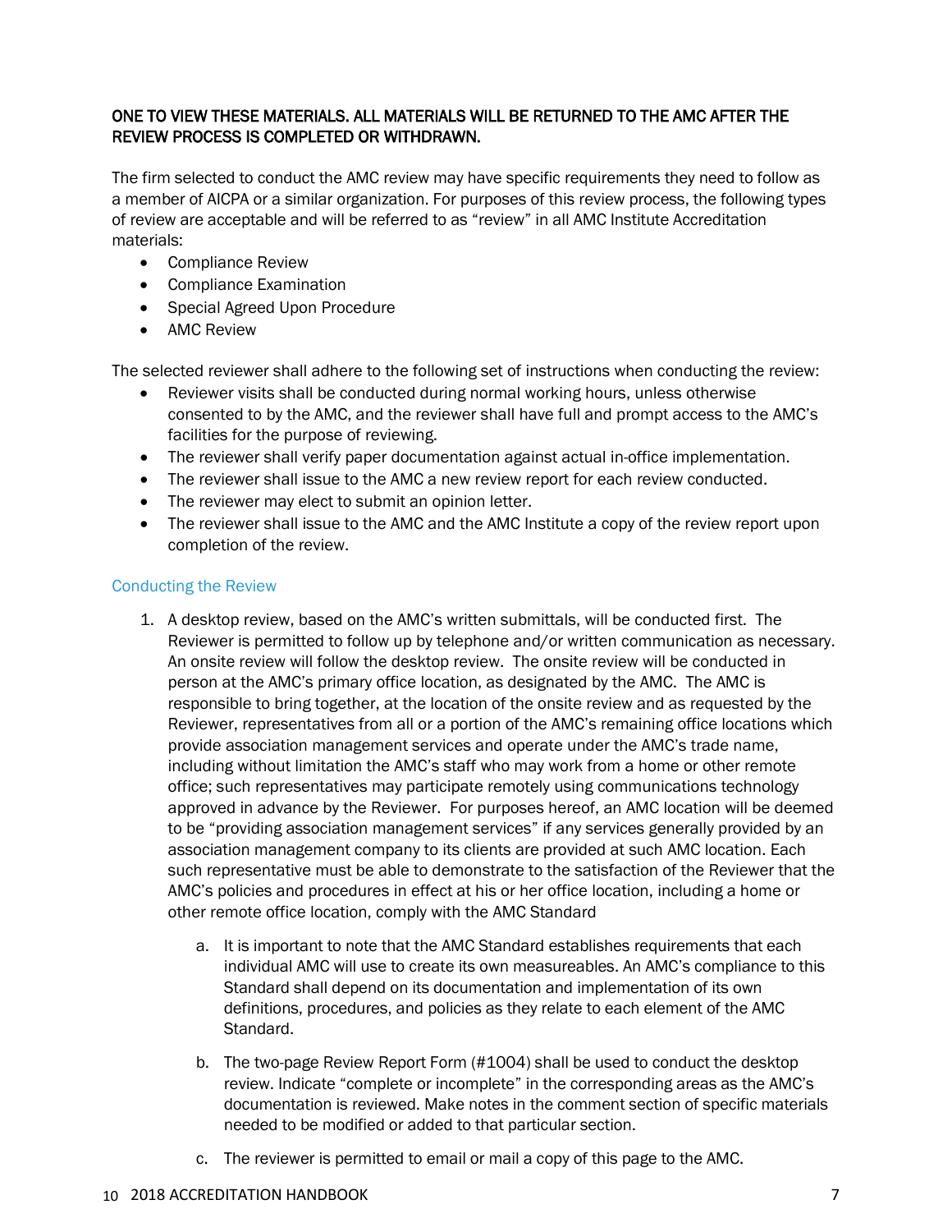**ONE TO VIEW THESE MATERIALS. ALL MATERIALS WILL BE RETURNED TO THE AMC AFTER THE REVIEW PROCESS IS COMPLETED OR WITHDRAWN.**

The firm selected to conduct the AMC review may have specific requirements they need to follow as a member of AICPA or a similar organization. For purposes of this review process, the following types of review are acceptable and will be referred to as "review" in all AMC Institute Accreditation materials:

- Compliance Review
- Compliance Examination
- Special Agreed Upon Procedure
- AMC Review

The selected reviewer shall adhere to the following set of instructions when conducting the review:

- Reviewer visits shall be conducted during normal working hours, unless otherwise consented to by the AMC, and the reviewer shall have full and prompt access to the AMC's facilities for the purpose of reviewing.
- The reviewer shall verify paper documentation against actual in-office implementation.
- The reviewer shall issue to the AMC a new review report for each review conducted.
- The reviewer may elect to submit an opinion letter.
- The reviewer shall issue to the AMC and the AMC Institute a copy of the review report upon completion of the review.

## Conducting the Review

1. A desktop review, based on the AMC's written submittals, will be conducted first. The Reviewer is permitted to follow up by telephone and/or written communication as necessary. An onsite review will follow the desktop review. The onsite review will be conducted in person at the AMC's primary office location, as designated by the AMC. The AMC is responsible to bring together, at the location of the onsite review and as requested by the Reviewer, representatives from all or a portion of the AMC's remaining office locations which provide association management services and operate under the AMC's trade name, including without limitation the AMC's staff who may work from a home or other remote office; such representatives may participate remotely using communications technology approved in advance by the Reviewer. For purposes hereof, an AMC location will be deemed to be "providing association management services" if any services generally provided by an association management company to its clients are provided at such AMC location. Each such representative must be able to demonstrate to the satisfaction of the Reviewer that the AMC's policies and procedures in effect at his or her office location, including a home or other remote office location, comply with the AMC Standard
   a. It is important to note that the AMC Standard establishes requirements that each individual AMC will use to create its own measureables. An AMC's compliance to this Standard shall depend on its documentation and implementation of its own definitions, procedures, and policies as they relate to each element of the AMC Standard.
   b. The two-page Review Report Form (#1004) shall be used to conduct the desktop review. Indicate "complete or incomplete" in the corresponding areas as the AMC's documentation is reviewed. Make notes in the comment section of specific materials needed to be modified or added to that particular section.
   c. The reviewer is permitted to email or mail a copy of this page to the AMC.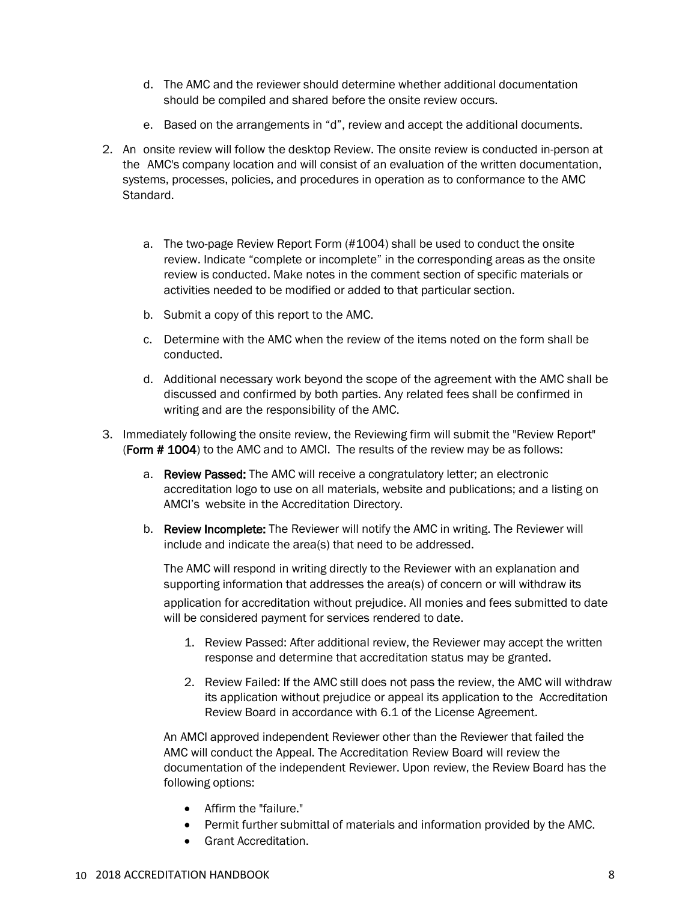d. The AMC and the reviewer should determine whether additional documentation should be compiled and shared before the onsite review occurs.

e. Based on the arrangements in "d", review and accept the additional documents.

2. An onsite review will follow the desktop Review. The onsite review is conducted in-person at the AMC's company location and will consist of an evaluation of the written documentation, systems, processes, policies, and procedures in operation as to conformance to the AMC Standard.

   a. The two-page Review Report Form (#1004) shall be used to conduct the onsite review. Indicate "complete or incomplete" in the corresponding areas as the onsite review is conducted. Make notes in the comment section of specific materials or activities needed to be modified or added to that particular section.

   b. Submit a copy of this report to the AMC.

   c. Determine with the AMC when the review of the items noted on the form shall be conducted.

   d. Additional necessary work beyond the scope of the agreement with the AMC shall be discussed and confirmed by both parties. Any related fees shall be confirmed in writing and are the responsibility of the AMC.

3. Immediately following the onsite review, the Reviewing firm will submit the "Review Report" (**Form # 1004**) to the AMC and to AMCI. The results of the review may be as follows:

   a. **Review Passed:** The AMC will receive a congratulatory letter; an electronic accreditation logo to use on all materials, website and publications; and a listing on AMCI's website in the Accreditation Directory.

   b. **Review Incomplete:** The Reviewer will notify the AMC in writing. The Reviewer will include and indicate the area(s) that need to be addressed.

      The AMC will respond in writing directly to the Reviewer with an explanation and supporting information that addresses the area(s) of concern or will withdraw its application for accreditation without prejudice. All monies and fees submitted to date will be considered payment for services rendered to date.

      1. Review Passed: After additional review, the Reviewer may accept the written response and determine that accreditation status may be granted.

      2. Review Failed: If the AMC still does not pass the review, the AMC will withdraw its application without prejudice or appeal its application to the Accreditation Review Board in accordance with 6.1 of the License Agreement.

      An AMCI approved independent Reviewer other than the Reviewer that failed the AMC will conduct the Appeal. The Accreditation Review Board will review the documentation of the independent Reviewer. Upon review, the Review Board has the following options:

      - Affirm the "failure."
      - Permit further submittal of materials and information provided by the AMC.
      - Grant Accreditation.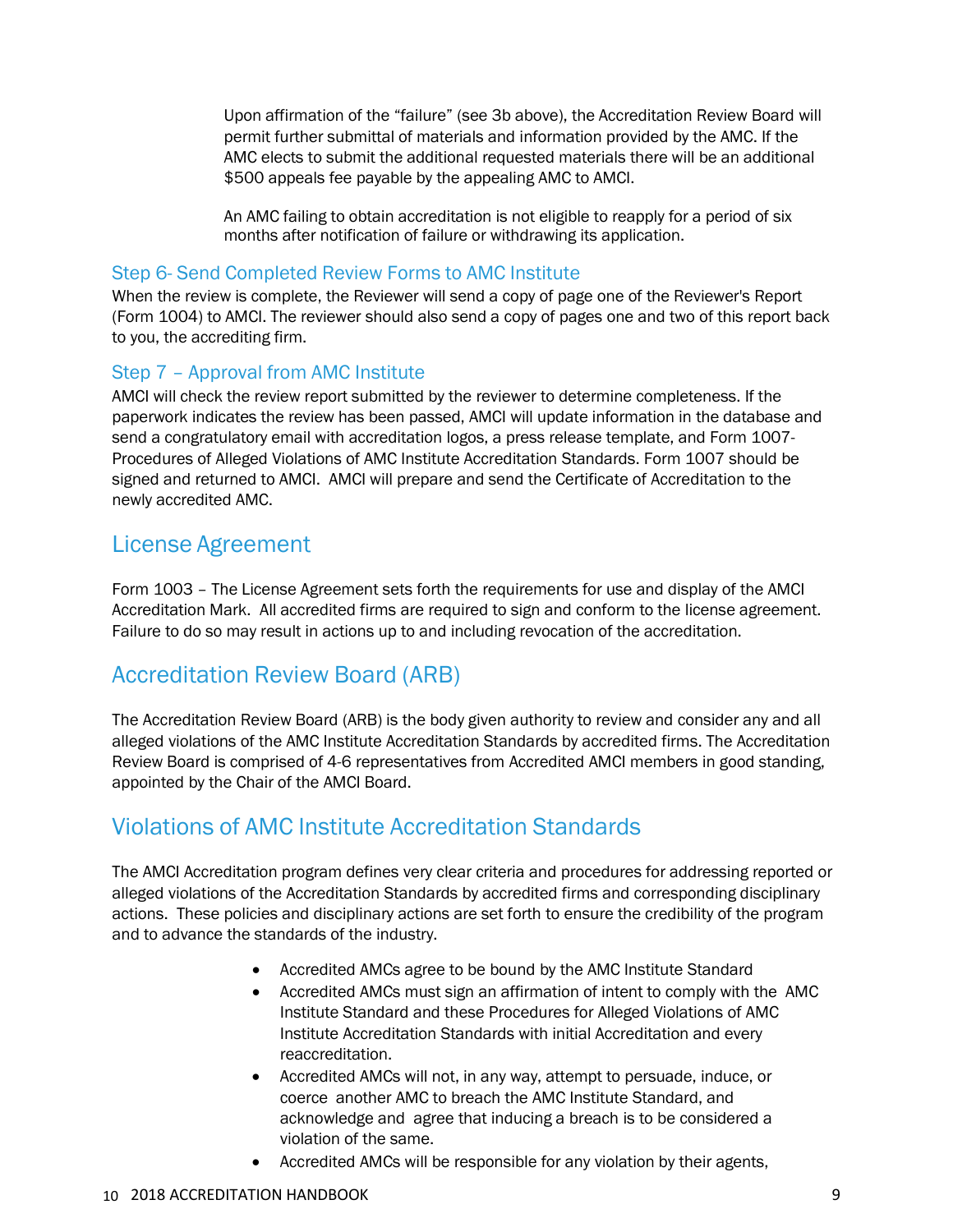Upon affirmation of the "failure" (see 3b above), the Accreditation Review Board will permit further submittal of materials and information provided by the AMC. If the AMC elects to submit the additional requested materials there will be an additional $500 appeals fee payable by the appealing AMC to AMCI.

An AMC failing to obtain accreditation is not eligible to reapply for a period of six months after notification of failure or withdrawing its application.

### Step 6- Send Completed Review Forms to AMC Institute

When the review is complete, the Reviewer will send a copy of page one of the Reviewer's Report (Form 1004) to AMCI. The reviewer should also send a copy of pages one and two of this report back to you, the accrediting firm.

### Step 7 – Approval from AMC Institute

AMCI will check the review report submitted by the reviewer to determine completeness. If the paperwork indicates the review has been passed, AMCI will update information in the database and send a congratulatory email with accreditation logos, a press release template, and Form 1007- Procedures of Alleged Violations of AMC Institute Accreditation Standards. Form 1007 should be signed and returned to AMCI. AMCI will prepare and send the Certificate of Accreditation to the newly accredited AMC.

## License Agreement

Form 1003 – The License Agreement sets forth the requirements for use and display of the AMCI Accreditation Mark. All accredited firms are required to sign and conform to the license agreement. Failure to do so may result in actions up to and including revocation of the accreditation.

## Accreditation Review Board (ARB)

The Accreditation Review Board (ARB) is the body given authority to review and consider any and all alleged violations of the AMC Institute Accreditation Standards by accredited firms. The Accreditation Review Board is comprised of 4-6 representatives from Accredited AMCI members in good standing, appointed by the Chair of the AMCI Board.

## Violations of AMC Institute Accreditation Standards

The AMCI Accreditation program defines very clear criteria and procedures for addressing reported or alleged violations of the Accreditation Standards by accredited firms and corresponding disciplinary actions. These policies and disciplinary actions are set forth to ensure the credibility of the program and to advance the standards of the industry.

- Accredited AMCs agree to be bound by the AMC Institute Standard
- Accredited AMCs must sign an affirmation of intent to comply with the AMC Institute Standard and these Procedures for Alleged Violations of AMC Institute Accreditation Standards with initial Accreditation and every reaccreditation.
- Accredited AMCs will not, in any way, attempt to persuade, induce, or coerce another AMC to breach the AMC Institute Standard, and acknowledge and agree that inducing a breach is to be considered a violation of the same.
- Accredited AMCs will be responsible for any violation by their agents,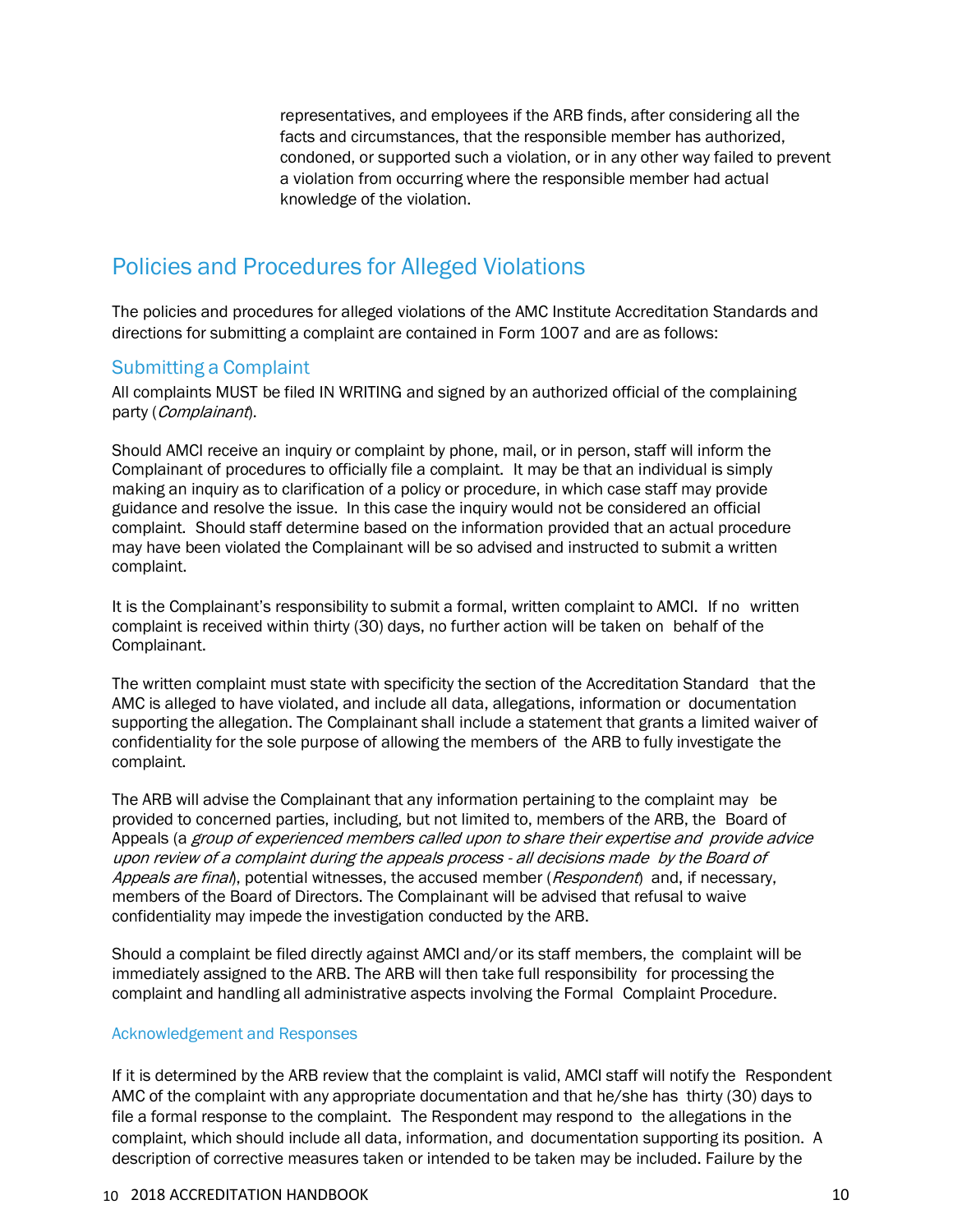representatives, and employees if the ARB finds, after considering all the facts and circumstances, that the responsible member has authorized, condoned, or supported such a violation, or in any other way failed to prevent a violation from occurring where the responsible member had actual knowledge of the violation.

## Policies and Procedures for Alleged Violations

The policies and procedures for alleged violations of the AMC Institute Accreditation Standards and directions for submitting a complaint are contained in Form 1007 and are as follows:

### Submitting a Complaint

All complaints MUST be filed IN WRITING and signed by an authorized official of the complaining party (*Complainant*).

Should AMCI receive an inquiry or complaint by phone, mail, or in person, staff will inform the Complainant of procedures to officially file a complaint. It may be that an individual is simply making an inquiry as to clarification of a policy or procedure, in which case staff may provide guidance and resolve the issue. In this case the inquiry would not be considered an official complaint. Should staff determine based on the information provided that an actual procedure may have been violated the Complainant will be so advised and instructed to submit a written complaint.

It is the Complainant's responsibility to submit a formal, written complaint to AMCI. If no written complaint is received within thirty (30) days, no further action will be taken on behalf of the Complainant.

The written complaint must state with specificity the section of the Accreditation Standard that the AMC is alleged to have violated, and include all data, allegations, information or documentation supporting the allegation. The Complainant shall include a statement that grants a limited waiver of confidentiality for the sole purpose of allowing the members of the ARB to fully investigate the complaint.

The ARB will advise the Complainant that any information pertaining to the complaint may be provided to concerned parties, including, but not limited to, members of the ARB, the Board of Appeals (a *group of experienced members called upon to share their expertise and provide advice upon review of a complaint during the appeals process - all decisions made by the Board of Appeals are final*), potential witnesses, the accused member (*Respondent*) and, if necessary, members of the Board of Directors. The Complainant will be advised that refusal to waive confidentiality may impede the investigation conducted by the ARB.

Should a complaint be filed directly against AMCI and/or its staff members, the complaint will be immediately assigned to the ARB. The ARB will then take full responsibility for processing the complaint and handling all administrative aspects involving the Formal Complaint Procedure.

#### Acknowledgement and Responses

If it is determined by the ARB review that the complaint is valid, AMCI staff will notify the Respondent AMC of the complaint with any appropriate documentation and that he/she has thirty (30) days to file a formal response to the complaint. The Respondent may respond to the allegations in the complaint, which should include all data, information, and documentation supporting its position. A description of corrective measures taken or intended to be taken may be included. Failure by the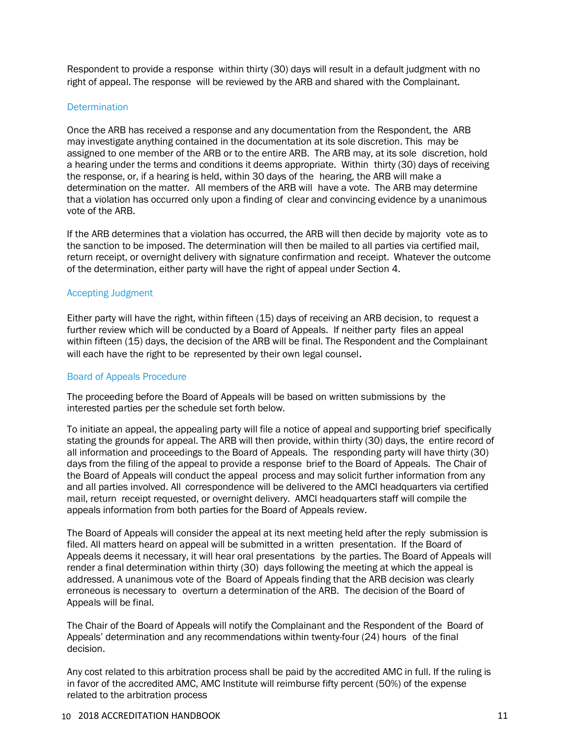Respondent to provide a response within thirty (30) days will result in a default judgment with no right of appeal. The response will be reviewed by the ARB and shared with the Complainant.

### Determination

Once the ARB has received a response and any documentation from the Respondent, the ARB may investigate anything contained in the documentation at its sole discretion. This may be assigned to one member of the ARB or to the entire ARB. The ARB may, at its sole discretion, hold a hearing under the terms and conditions it deems appropriate. Within thirty (30) days of receiving the response, or, if a hearing is held, within 30 days of the hearing, the ARB will make a determination on the matter. All members of the ARB will have a vote. The ARB may determine that a violation has occurred only upon a finding of clear and convincing evidence by a unanimous vote of the ARB.

If the ARB determines that a violation has occurred, the ARB will then decide by majority vote as to the sanction to be imposed. The determination will then be mailed to all parties via certified mail, return receipt, or overnight delivery with signature confirmation and receipt. Whatever the outcome of the determination, either party will have the right of appeal under Section 4.

### Accepting Judgment

Either party will have the right, within fifteen (15) days of receiving an ARB decision, to request a further review which will be conducted by a Board of Appeals. If neither party files an appeal within fifteen (15) days, the decision of the ARB will be final. The Respondent and the Complainant will each have the right to be represented by their own legal counsel.

### Board of Appeals Procedure

The proceeding before the Board of Appeals will be based on written submissions by the interested parties per the schedule set forth below.

To initiate an appeal, the appealing party will file a notice of appeal and supporting brief specifically stating the grounds for appeal. The ARB will then provide, within thirty (30) days, the entire record of all information and proceedings to the Board of Appeals. The responding party will have thirty (30) days from the filing of the appeal to provide a response brief to the Board of Appeals. The Chair of the Board of Appeals will conduct the appeal process and may solicit further information from any and all parties involved. All correspondence will be delivered to the AMCI headquarters via certified mail, return receipt requested, or overnight delivery. AMCI headquarters staff will compile the appeals information from both parties for the Board of Appeals review.

The Board of Appeals will consider the appeal at its next meeting held after the reply submission is filed. All matters heard on appeal will be submitted in a written presentation. If the Board of Appeals deems it necessary, it will hear oral presentations by the parties. The Board of Appeals will render a final determination within thirty (30) days following the meeting at which the appeal is addressed. A unanimous vote of the Board of Appeals finding that the ARB decision was clearly erroneous is necessary to overturn a determination of the ARB. The decision of the Board of Appeals will be final.

The Chair of the Board of Appeals will notify the Complainant and the Respondent of the Board of Appeals' determination and any recommendations within twenty-four (24) hours of the final decision.

Any cost related to this arbitration process shall be paid by the accredited AMC in full. If the ruling is in favor of the accredited AMC, AMC Institute will reimburse fifty percent (50%) of the expense related to the arbitration process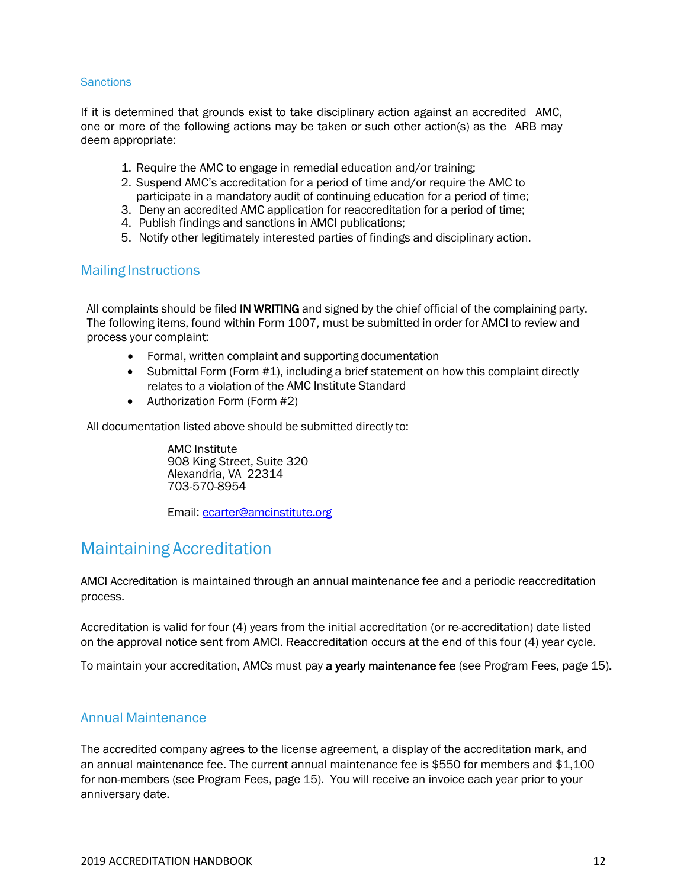### Sanctions

If it is determined that grounds exist to take disciplinary action against an accredited AMC, one or more of the following actions may be taken or such other action(s) as the ARB may deem appropriate:

1. Require the AMC to engage in remedial education and/or training;
2. Suspend AMC's accreditation for a period of time and/or require the AMC to participate in a mandatory audit of continuing education for a period of time;
3. Deny an accredited AMC application for reaccreditation for a period of time;
4. Publish findings and sanctions in AMCI publications;
5. Notify other legitimately interested parties of findings and disciplinary action.

## Mailing Instructions

All complaints should be filed **IN WRITING** and signed by the chief official of the complaining party. The following items, found within Form 1007, must be submitted in order for AMCI to review and process your complaint:

- Formal, written complaint and supporting documentation
- Submittal Form (Form #1), including a brief statement on how this complaint directly relates to a violation of the AMC Institute Standard
- Authorization Form (Form #2)

All documentation listed above should be submitted directly to:

AMC Institute
908 King Street, Suite 320
Alexandria, VA 22314
703-570-8954

Email: ecarter@amcinstitute.org

# Maintaining Accreditation

AMCI Accreditation is maintained through an annual maintenance fee and a periodic reaccreditation process.

Accreditation is valid for four (4) years from the initial accreditation (or re-accreditation) date listed on the approval notice sent from AMCI. Reaccreditation occurs at the end of this four (4) year cycle.

To maintain your accreditation, AMCs must pay **a yearly maintenance fee** (see Program Fees, page 15).

## Annual Maintenance

The accredited company agrees to the license agreement, a display of the accreditation mark, and an annual maintenance fee. The current annual maintenance fee is $550 for members and $1,100 for non-members (see Program Fees, page 15). You will receive an invoice each year prior to your anniversary date.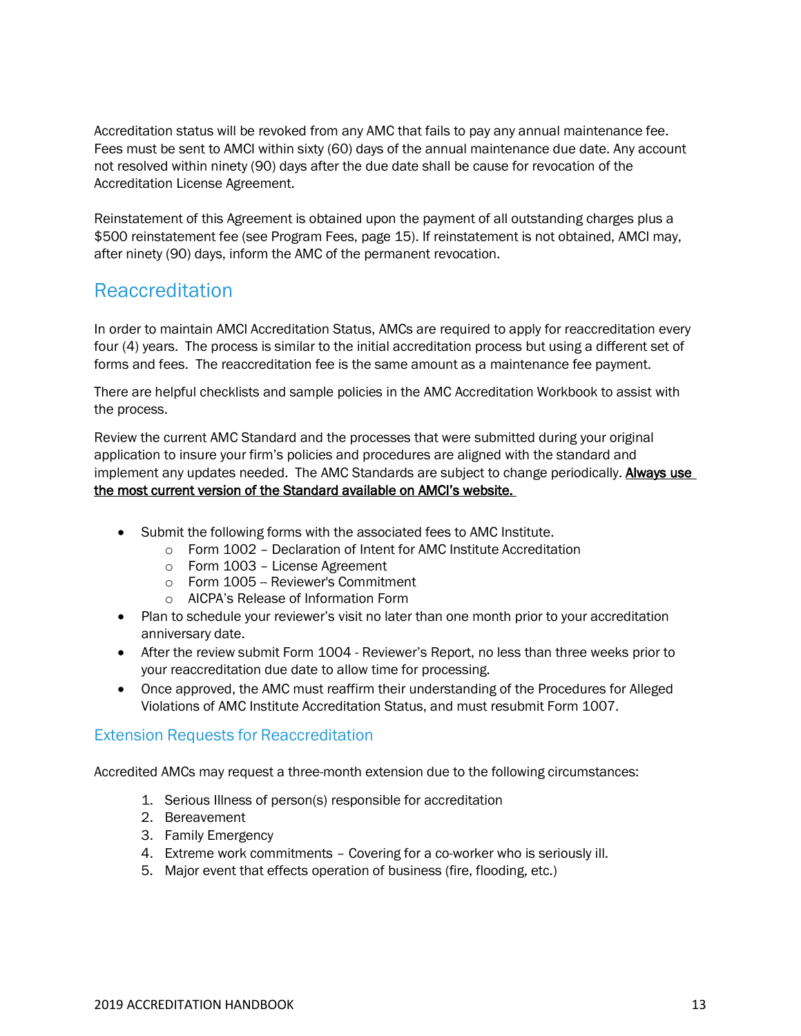Accreditation status will be revoked from any AMC that fails to pay any annual maintenance fee. Fees must be sent to AMCI within sixty (60) days of the annual maintenance due date. Any account not resolved within ninety (90) days after the due date shall be cause for revocation of the Accreditation License Agreement.

Reinstatement of this Agreement is obtained upon the payment of all outstanding charges plus a $500 reinstatement fee (see Program Fees, page 15). If reinstatement is not obtained, AMCI may, after ninety (90) days, inform the AMC of the permanent revocation.

## Reaccreditation

In order to maintain AMCI Accreditation Status, AMCs are required to apply for reaccreditation every four (4) years. The process is similar to the initial accreditation process but using a different set of forms and fees. The reaccreditation fee is the same amount as a maintenance fee payment.

There are helpful checklists and sample policies in the AMC Accreditation Workbook to assist with the process.

Review the current AMC Standard and the processes that were submitted during your original application to insure your firm's policies and procedures are aligned with the standard and implement any updates needed. The AMC Standards are subject to change periodically. **Always use the most current version of the Standard available on AMCI's website.**

- Submit the following forms with the associated fees to AMC Institute.
  - Form 1002 – Declaration of Intent for AMC Institute Accreditation
  - Form 1003 – License Agreement
  - Form 1005 -- Reviewer's Commitment
  - AICPA's Release of Information Form
- Plan to schedule your reviewer's visit no later than one month prior to your accreditation anniversary date.
- After the review submit Form 1004 - Reviewer's Report, no less than three weeks prior to your reaccreditation due date to allow time for processing.
- Once approved, the AMC must reaffirm their understanding of the Procedures for Alleged Violations of AMC Institute Accreditation Status, and must resubmit Form 1007.

### Extension Requests for Reaccreditation

Accredited AMCs may request a three-month extension due to the following circumstances:

1. Serious Illness of person(s) responsible for accreditation
2. Bereavement
3. Family Emergency
4. Extreme work commitments – Covering for a co-worker who is seriously ill.
5. Major event that effects operation of business (fire, flooding, etc.)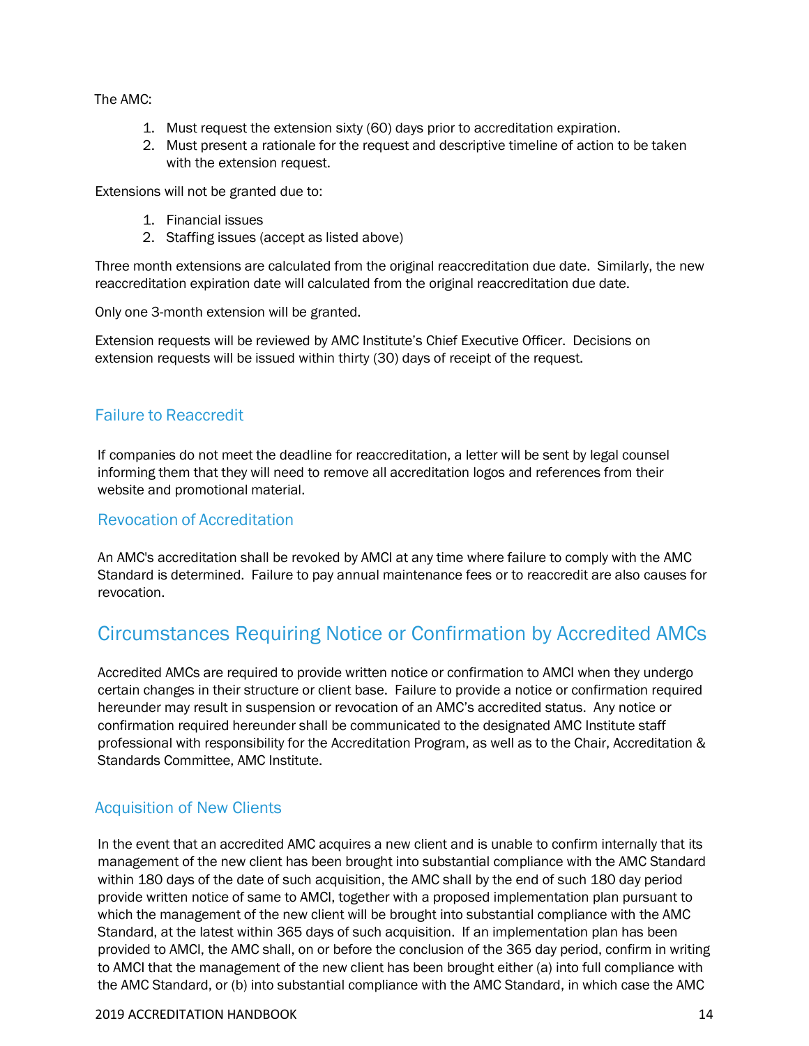The AMC:

1. Must request the extension sixty (60) days prior to accreditation expiration.
2. Must present a rationale for the request and descriptive timeline of action to be taken with the extension request.

Extensions will not be granted due to:

1. Financial issues
2. Staffing issues (accept as listed above)

Three month extensions are calculated from the original reaccreditation due date. Similarly, the new reaccreditation expiration date will calculated from the original reaccreditation due date.

Only one 3-month extension will be granted.

Extension requests will be reviewed by AMC Institute's Chief Executive Officer. Decisions on extension requests will be issued within thirty (30) days of receipt of the request.

### Failure to Reaccredit

If companies do not meet the deadline for reaccreditation, a letter will be sent by legal counsel informing them that they will need to remove all accreditation logos and references from their website and promotional material.

### Revocation of Accreditation

An AMC's accreditation shall be revoked by AMCI at any time where failure to comply with the AMC Standard is determined. Failure to pay annual maintenance fees or to reaccredit are also causes for revocation.

## Circumstances Requiring Notice or Confirmation by Accredited AMCs

Accredited AMCs are required to provide written notice or confirmation to AMCI when they undergo certain changes in their structure or client base. Failure to provide a notice or confirmation required hereunder may result in suspension or revocation of an AMC's accredited status. Any notice or confirmation required hereunder shall be communicated to the designated AMC Institute staff professional with responsibility for the Accreditation Program, as well as to the Chair, Accreditation & Standards Committee, AMC Institute.

### Acquisition of New Clients

In the event that an accredited AMC acquires a new client and is unable to confirm internally that its management of the new client has been brought into substantial compliance with the AMC Standard within 180 days of the date of such acquisition, the AMC shall by the end of such 180 day period provide written notice of same to AMCI, together with a proposed implementation plan pursuant to which the management of the new client will be brought into substantial compliance with the AMC Standard, at the latest within 365 days of such acquisition. If an implementation plan has been provided to AMCI, the AMC shall, on or before the conclusion of the 365 day period, confirm in writing to AMCI that the management of the new client has been brought either (a) into full compliance with the AMC Standard, or (b) into substantial compliance with the AMC Standard, in which case the AMC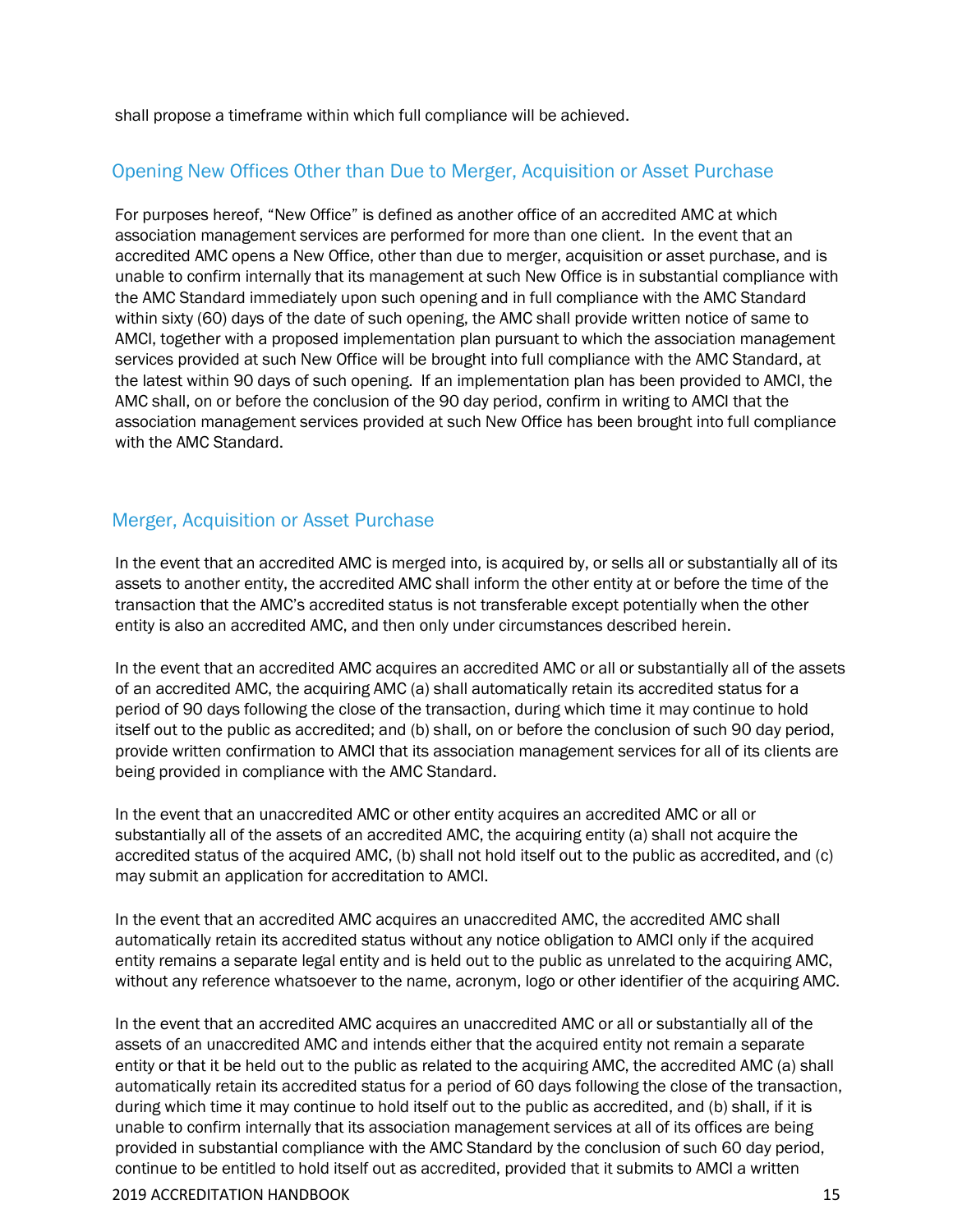shall propose a timeframe within which full compliance will be achieved.

## Opening New Offices Other than Due to Merger, Acquisition or Asset Purchase

For purposes hereof, "New Office" is defined as another office of an accredited AMC at which association management services are performed for more than one client. In the event that an accredited AMC opens a New Office, other than due to merger, acquisition or asset purchase, and is unable to confirm internally that its management at such New Office is in substantial compliance with the AMC Standard immediately upon such opening and in full compliance with the AMC Standard within sixty (60) days of the date of such opening, the AMC shall provide written notice of same to AMCI, together with a proposed implementation plan pursuant to which the association management services provided at such New Office will be brought into full compliance with the AMC Standard, at the latest within 90 days of such opening. If an implementation plan has been provided to AMCI, the AMC shall, on or before the conclusion of the 90 day period, confirm in writing to AMCI that the association management services provided at such New Office has been brought into full compliance with the AMC Standard.

## Merger, Acquisition or Asset Purchase

In the event that an accredited AMC is merged into, is acquired by, or sells all or substantially all of its assets to another entity, the accredited AMC shall inform the other entity at or before the time of the transaction that the AMC's accredited status is not transferable except potentially when the other entity is also an accredited AMC, and then only under circumstances described herein.

In the event that an accredited AMC acquires an accredited AMC or all or substantially all of the assets of an accredited AMC, the acquiring AMC (a) shall automatically retain its accredited status for a period of 90 days following the close of the transaction, during which time it may continue to hold itself out to the public as accredited; and (b) shall, on or before the conclusion of such 90 day period, provide written confirmation to AMCI that its association management services for all of its clients are being provided in compliance with the AMC Standard.

In the event that an unaccredited AMC or other entity acquires an accredited AMC or all or substantially all of the assets of an accredited AMC, the acquiring entity (a) shall not acquire the accredited status of the acquired AMC, (b) shall not hold itself out to the public as accredited, and (c) may submit an application for accreditation to AMCI.

In the event that an accredited AMC acquires an unaccredited AMC, the accredited AMC shall automatically retain its accredited status without any notice obligation to AMCI only if the acquired entity remains a separate legal entity and is held out to the public as unrelated to the acquiring AMC, without any reference whatsoever to the name, acronym, logo or other identifier of the acquiring AMC.

In the event that an accredited AMC acquires an unaccredited AMC or all or substantially all of the assets of an unaccredited AMC and intends either that the acquired entity not remain a separate entity or that it be held out to the public as related to the acquiring AMC, the accredited AMC (a) shall automatically retain its accredited status for a period of 60 days following the close of the transaction, during which time it may continue to hold itself out to the public as accredited, and (b) shall, if it is unable to confirm internally that its association management services at all of its offices are being provided in substantial compliance with the AMC Standard by the conclusion of such 60 day period, continue to be entitled to hold itself out as accredited, provided that it submits to AMCI a written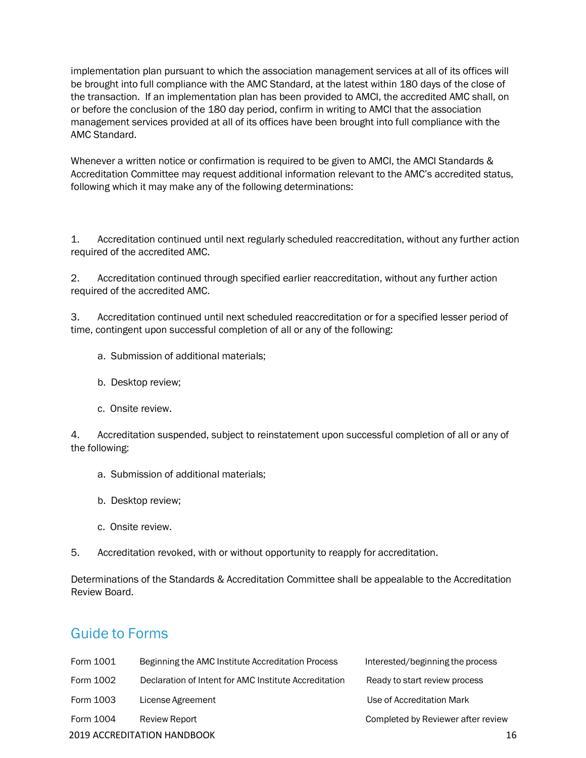implementation plan pursuant to which the association management services at all of its offices will be brought into full compliance with the AMC Standard, at the latest within 180 days of the close of the transaction. If an implementation plan has been provided to AMCI, the accredited AMC shall, on or before the conclusion of the 180 day period, confirm in writing to AMCI that the association management services provided at all of its offices have been brought into full compliance with the AMC Standard.

Whenever a written notice or confirmation is required to be given to AMCI, the AMCI Standards & Accreditation Committee may request additional information relevant to the AMC's accredited status, following which it may make any of the following determinations:

1. Accreditation continued until next regularly scheduled reaccreditation, without any further action required of the accredited AMC.

2. Accreditation continued through specified earlier reaccreditation, without any further action required of the accredited AMC.

3. Accreditation continued until next scheduled reaccreditation or for a specified lesser period of time, contingent upon successful completion of all or any of the following:

   a. Submission of additional materials;

   b. Desktop review;

   c. Onsite review.

4. Accreditation suspended, subject to reinstatement upon successful completion of all or any of the following:

   a. Submission of additional materials;

   b. Desktop review;

   c. Onsite review.

5. Accreditation revoked, with or without opportunity to reapply for accreditation.

Determinations of the Standards & Accreditation Committee shall be appealable to the Accreditation Review Board.

## Guide to Forms

| | | |
|---|---|---|
| Form 1001 | Beginning the AMC Institute Accreditation Process | Interested/beginning the process |
| Form 1002 | Declaration of Intent for AMC Institute Accreditation | Ready to start review process |
| Form 1003 | License Agreement | Use of Accreditation Mark |
| Form 1004 | Review Report | Completed by Reviewer after review |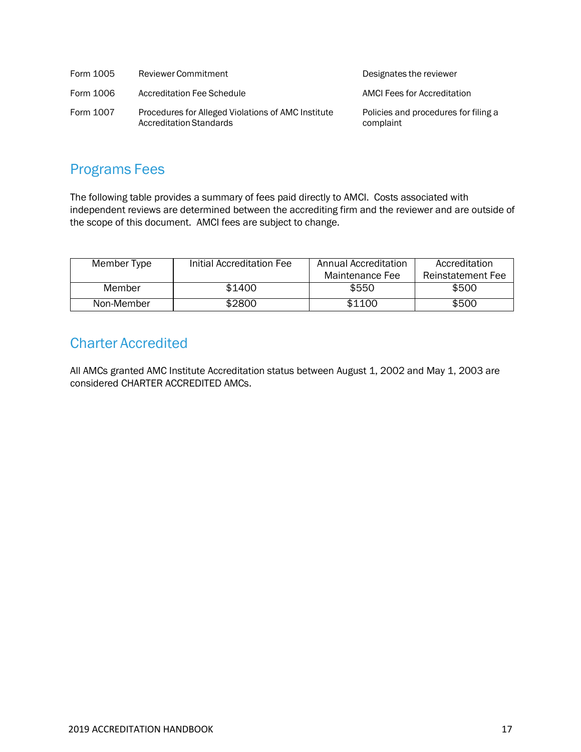| | | |
|---|---|---|
| Form 1005 | Reviewer Commitment | Designates the reviewer |
| Form 1006 | Accreditation Fee Schedule | AMCI Fees for Accreditation |
| Form 1007 | Procedures for Alleged Violations of AMC Institute Accreditation Standards | Policies and procedures for filing a complaint |

## Programs Fees

The following table provides a summary of fees paid directly to AMCI. Costs associated with independent reviews are determined between the accrediting firm and the reviewer and are outside of the scope of this document. AMCI fees are subject to change.

| Member Type | Initial Accreditation Fee | Annual Accreditation Maintenance Fee | Accreditation Reinstatement Fee |
|---|---|---|---|
| Member | $1400 | $550 | $500 |
| Non-Member | $2800 | $1100 | $500 |

## Charter Accredited

All AMCs granted AMC Institute Accreditation status between August 1, 2002 and May 1, 2003 are considered CHARTER ACCREDITED AMCs.